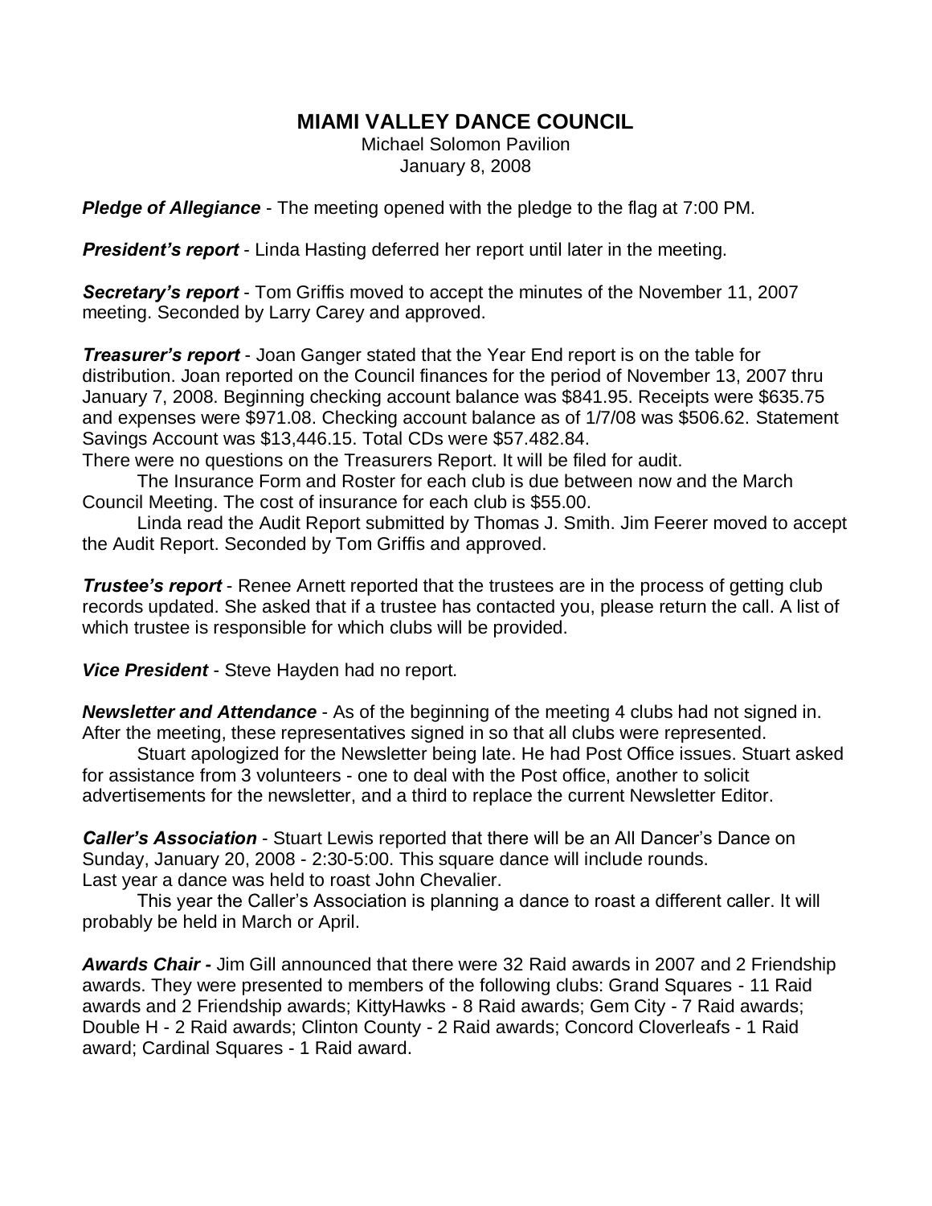# MIAMI VALLEY DANCE COUNCIL

Michael Solomon Pavilion
January 8, 2008

***Pledge of Allegiance*** - The meeting opened with the pledge to the flag at 7:00 PM.

***President's report*** - Linda Hasting deferred her report until later in the meeting.

***Secretary's report*** - Tom Griffis moved to accept the minutes of the November 11, 2007 meeting. Seconded by Larry Carey and approved.

***Treasurer's report*** - Joan Ganger stated that the Year End report is on the table for distribution. Joan reported on the Council finances for the period of November 13, 2007 thru January 7, 2008. Beginning checking account balance was $841.95. Receipts were $635.75 and expenses were $971.08. Checking account balance as of 1/7/08 was $506.62. Statement Savings Account was $13,446.15. Total CDs were $57.482.84.

There were no questions on the Treasurers Report. It will be filed for audit.

The Insurance Form and Roster for each club is due between now and the March Council Meeting. The cost of insurance for each club is $55.00.

Linda read the Audit Report submitted by Thomas J. Smith. Jim Feerer moved to accept the Audit Report. Seconded by Tom Griffis and approved.

***Trustee's report*** - Renee Arnett reported that the trustees are in the process of getting club records updated. She asked that if a trustee has contacted you, please return the call. A list of which trustee is responsible for which clubs will be provided.

***Vice President*** - Steve Hayden had no report.

***Newsletter and Attendance*** - As of the beginning of the meeting 4 clubs had not signed in. After the meeting, these representatives signed in so that all clubs were represented.

Stuart apologized for the Newsletter being late. He had Post Office issues. Stuart asked for assistance from 3 volunteers - one to deal with the Post office, another to solicit advertisements for the newsletter, and a third to replace the current Newsletter Editor.

***Caller's Association*** - Stuart Lewis reported that there will be an All Dancer's Dance on Sunday, January 20, 2008 - 2:30-5:00. This square dance will include rounds.
Last year a dance was held to roast John Chevalier.

This year the Caller's Association is planning a dance to roast a different caller. It will probably be held in March or April.

***Awards Chair -*** Jim Gill announced that there were 32 Raid awards in 2007 and 2 Friendship awards. They were presented to members of the following clubs: Grand Squares - 11 Raid awards and 2 Friendship awards; KittyHawks - 8 Raid awards; Gem City - 7 Raid awards; Double H - 2 Raid awards; Clinton County - 2 Raid awards; Concord Cloverleafs - 1 Raid award; Cardinal Squares - 1 Raid award.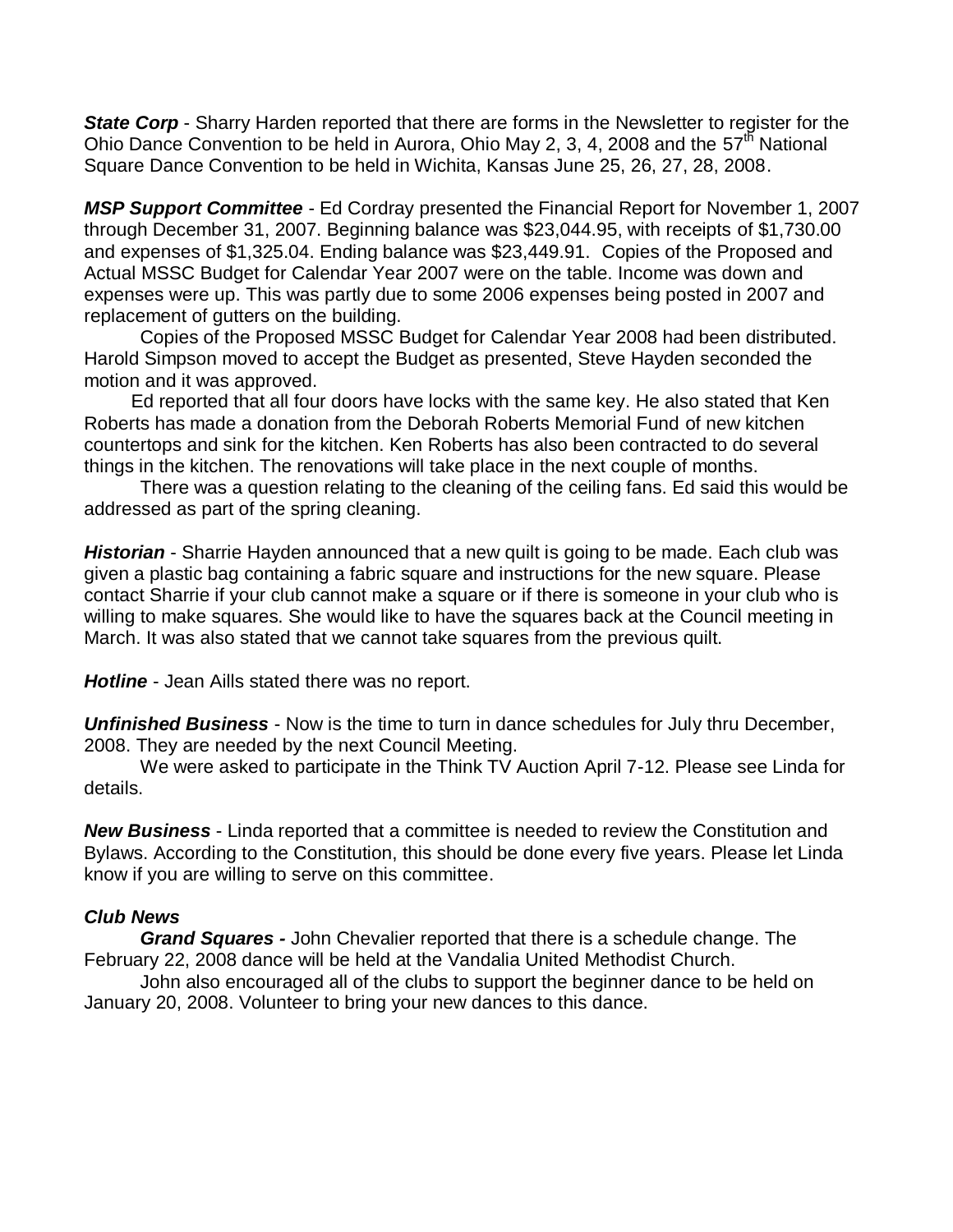***State Corp*** - Sharry Harden reported that there are forms in the Newsletter to register for the Ohio Dance Convention to be held in Aurora, Ohio May 2, 3, 4, 2008 and the 57th National Square Dance Convention to be held in Wichita, Kansas June 25, 26, 27, 28, 2008.

***MSP Support Committee*** - Ed Cordray presented the Financial Report for November 1, 2007 through December 31, 2007. Beginning balance was $23,044.95, with receipts of $1,730.00 and expenses of $1,325.04. Ending balance was $23,449.91. Copies of the Proposed and Actual MSSC Budget for Calendar Year 2007 were on the table. Income was down and expenses were up. This was partly due to some 2006 expenses being posted in 2007 and replacement of gutters on the building.

Copies of the Proposed MSSC Budget for Calendar Year 2008 had been distributed. Harold Simpson moved to accept the Budget as presented, Steve Hayden seconded the motion and it was approved.

Ed reported that all four doors have locks with the same key. He also stated that Ken Roberts has made a donation from the Deborah Roberts Memorial Fund of new kitchen countertops and sink for the kitchen. Ken Roberts has also been contracted to do several things in the kitchen. The renovations will take place in the next couple of months.

There was a question relating to the cleaning of the ceiling fans. Ed said this would be addressed as part of the spring cleaning.

***Historian*** - Sharrie Hayden announced that a new quilt is going to be made. Each club was given a plastic bag containing a fabric square and instructions for the new square. Please contact Sharrie if your club cannot make a square or if there is someone in your club who is willing to make squares. She would like to have the squares back at the Council meeting in March. It was also stated that we cannot take squares from the previous quilt.

***Hotline*** - Jean Aills stated there was no report.

***Unfinished Business*** - Now is the time to turn in dance schedules for July thru December, 2008. They are needed by the next Council Meeting.

We were asked to participate in the Think TV Auction April 7-12. Please see Linda for details.

***New Business*** - Linda reported that a committee is needed to review the Constitution and Bylaws. According to the Constitution, this should be done every five years. Please let Linda know if you are willing to serve on this committee.

***Club News***

***Grand Squares -*** John Chevalier reported that there is a schedule change. The February 22, 2008 dance will be held at the Vandalia United Methodist Church.

John also encouraged all of the clubs to support the beginner dance to be held on January 20, 2008. Volunteer to bring your new dances to this dance.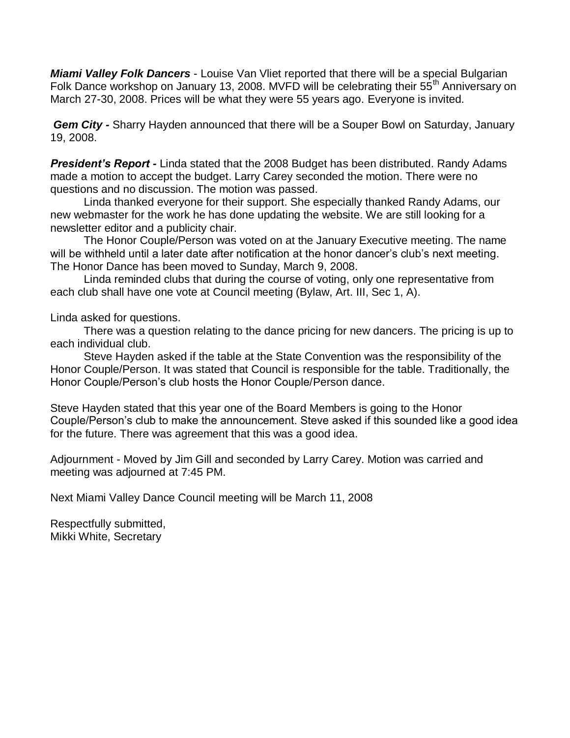***Miami Valley Folk Dancers*** - Louise Van Vliet reported that there will be a special Bulgarian Folk Dance workshop on January 13, 2008. MVFD will be celebrating their 55$^{th}$ Anniversary on March 27-30, 2008. Prices will be what they were 55 years ago. Everyone is invited.

***Gem City -*** Sharry Hayden announced that there will be a Souper Bowl on Saturday, January 19, 2008.

***President's Report -*** Linda stated that the 2008 Budget has been distributed. Randy Adams made a motion to accept the budget. Larry Carey seconded the motion. There were no questions and no discussion. The motion was passed.

Linda thanked everyone for their support. She especially thanked Randy Adams, our new webmaster for the work he has done updating the website. We are still looking for a newsletter editor and a publicity chair.

The Honor Couple/Person was voted on at the January Executive meeting. The name will be withheld until a later date after notification at the honor dancer's club's next meeting. The Honor Dance has been moved to Sunday, March 9, 2008.

Linda reminded clubs that during the course of voting, only one representative from each club shall have one vote at Council meeting (Bylaw, Art. III, Sec 1, A).

Linda asked for questions.

There was a question relating to the dance pricing for new dancers. The pricing is up to each individual club.

Steve Hayden asked if the table at the State Convention was the responsibility of the Honor Couple/Person. It was stated that Council is responsible for the table. Traditionally, the Honor Couple/Person's club hosts the Honor Couple/Person dance.

Steve Hayden stated that this year one of the Board Members is going to the Honor Couple/Person's club to make the announcement. Steve asked if this sounded like a good idea for the future. There was agreement that this was a good idea.

Adjournment - Moved by Jim Gill and seconded by Larry Carey. Motion was carried and meeting was adjourned at 7:45 PM.

Next Miami Valley Dance Council meeting will be March 11, 2008

Respectfully submitted,
Mikki White, Secretary